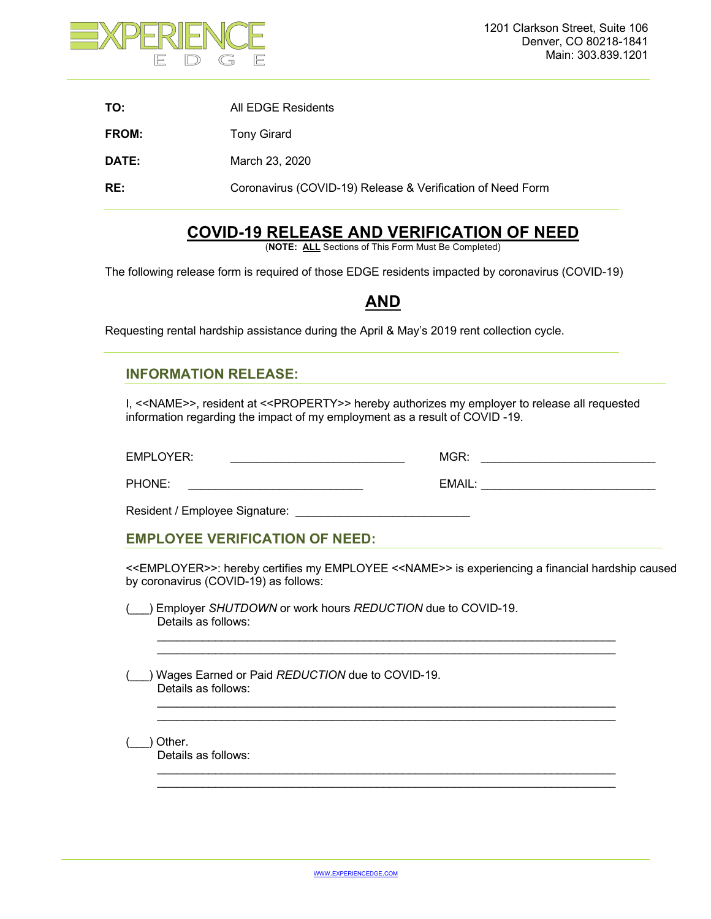EXPERIENCE EDGE

1201 Clarkson Street, Suite 106
Denver, CO 80218-1841
Main: 303.839.1201

**TO:** All EDGE Residents

**FROM:** Tony Girard

**DATE:** March 23, 2020

**RE:** Coronavirus (COVID-19) Release & Verification of Need Form

---

# COVID-19 RELEASE AND VERIFICATION OF NEED

(**NOTE:** **ALL** Sections of This Form Must Be Completed)

The following release form is required of those EDGE residents impacted by coronavirus (COVID-19)

## AND

Requesting rental hardship assistance during the April & May's 2019 rent collection cycle.

---

## INFORMATION RELEASE:

I, <<NAME>>, resident at <<PROPERTY>> hereby authorizes my employer to release all requested information regarding the impact of my employment as a result of COVID -19.

EMPLOYER: ___________________________ MGR: ___________________________

PHONE: ___________________________ EMAIL: ___________________________

Resident / Employee Signature: ___________________________

## EMPLOYEE VERIFICATION OF NEED:

<<EMPLOYER>>: hereby certifies my EMPLOYEE <<NAME>> is experiencing a financial hardship caused by coronavirus (COVID-19) as follows:

(___) Employer *SHUTDOWN* or work hours *REDUCTION* due to COVID-19.
Details as follows:
_______________________________________________________________________
_______________________________________________________________________

(___) Wages Earned or Paid *REDUCTION* due to COVID-19.
Details as follows:
_______________________________________________________________________
_______________________________________________________________________

(___) Other.
Details as follows:
_______________________________________________________________________
_______________________________________________________________________

WWW.EXPERIENCEDGE.COM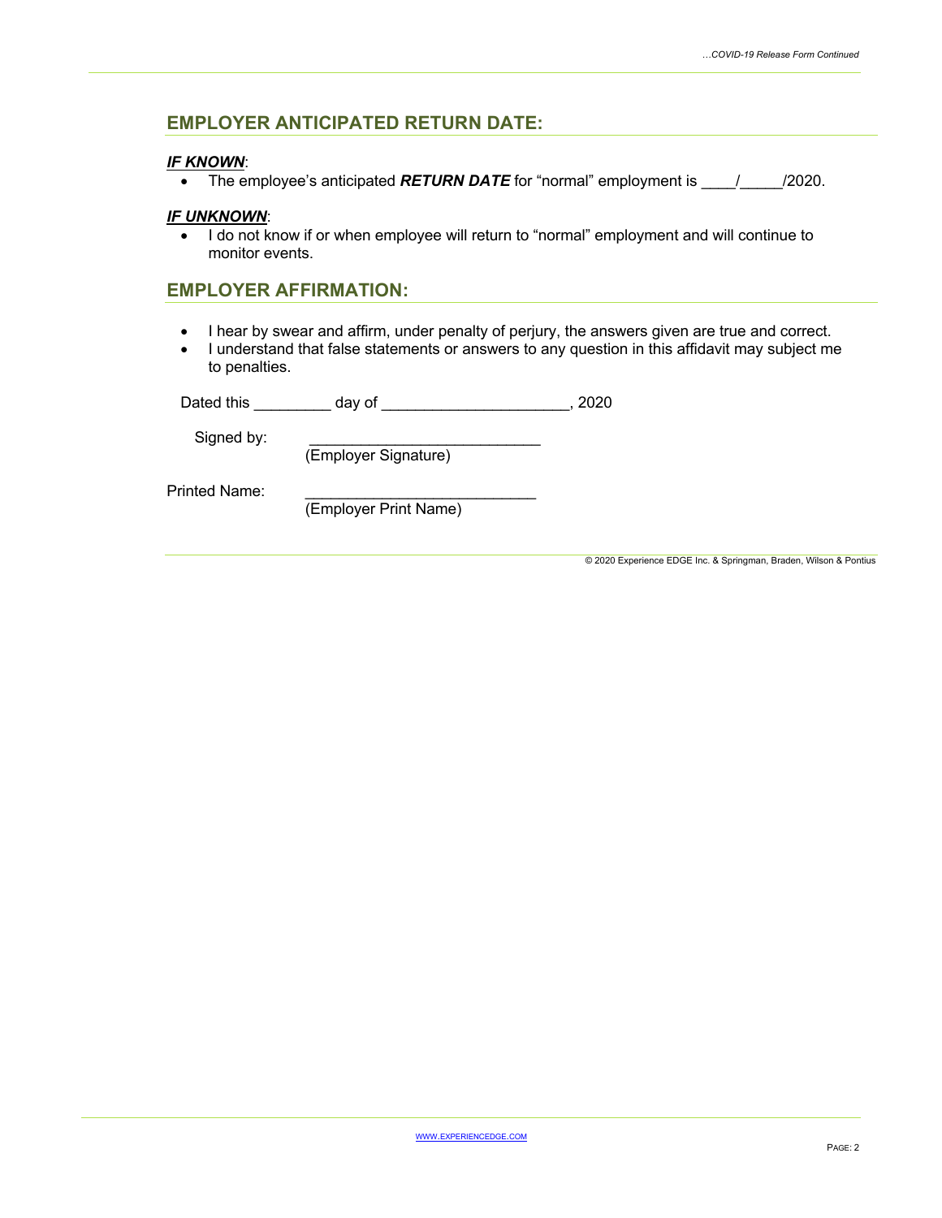## EMPLOYER ANTICIPATED RETURN DATE:

***IF KNOWN***:

- The employee's anticipated ***RETURN DATE*** for "normal" employment is ____/_____/2020.

***IF UNKNOWN***:

- I do not know if or when employee will return to "normal" employment and will continue to monitor events.

## EMPLOYER AFFIRMATION:

- I hear by swear and affirm, under penalty of perjury, the answers given are true and correct.
- I understand that false statements or answers to any question in this affidavit may subject me to penalties.

Dated this _________ day of ______________________, 2020

Signed by: ___________________________
(Employer Signature)

Printed Name: ___________________________
(Employer Print Name)

© 2020 Experience EDGE Inc. & Springman, Braden, Wilson & Pontius

WWW.EXPERIENCEDGE.COM